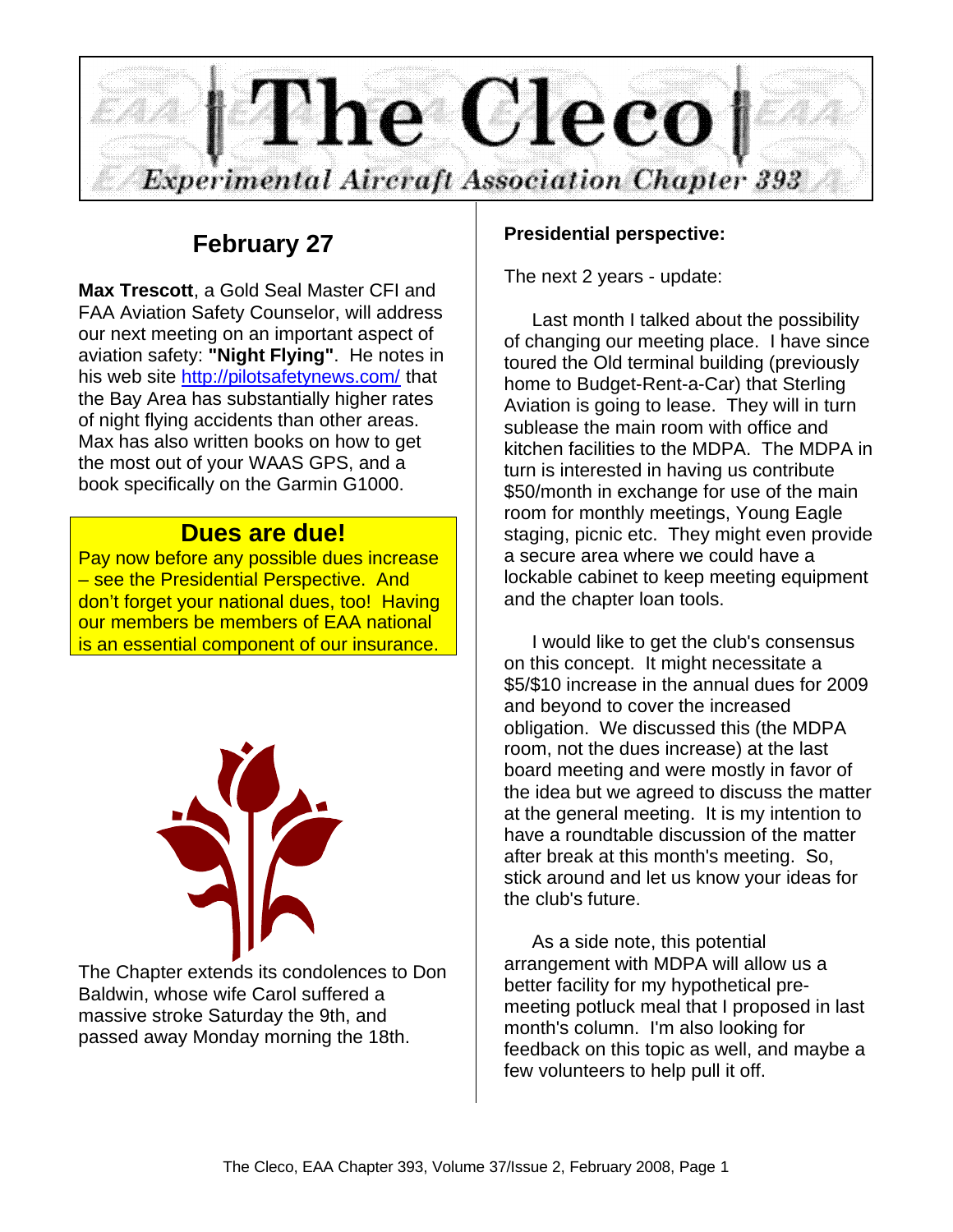# The Cleco

*Experimental Aircraft Association Chapter 393*

## February 27

**Max Trescott**, a Gold Seal Master CFI and FAA Aviation Safety Counselor, will address our next meeting on an important aspect of aviation safety: **"Night Flying"**. He notes in his web site http://pilotsafetynews.com/ that the Bay Area has substantially higher rates of night flying accidents than other areas. Max has also written books on how to get the most out of your WAAS GPS, and a book specifically on the Garmin G1000.

### Dues are due!

Pay now before any possible dues increase – see the Presidential Perspective. And don't forget your national dues, too! Having our members be members of EAA national is an essential component of our insurance.

The Chapter extends its condolences to Don Baldwin, whose wife Carol suffered a massive stroke Saturday the 9th, and passed away Monday morning the 18th.

**Presidential perspective:**

The next 2 years - update:

Last month I talked about the possibility of changing our meeting place. I have since toured the Old terminal building (previously home to Budget-Rent-a-Car) that Sterling Aviation is going to lease. They will in turn sublease the main room with office and kitchen facilities to the MDPA. The MDPA in turn is interested in having us contribute $50/month in exchange for use of the main room for monthly meetings, Young Eagle staging, picnic etc. They might even provide a secure area where we could have a lockable cabinet to keep meeting equipment and the chapter loan tools.

I would like to get the club's consensus on this concept. It might necessitate a $5/$10 increase in the annual dues for 2009 and beyond to cover the increased obligation. We discussed this (the MDPA room, not the dues increase) at the last board meeting and were mostly in favor of the idea but we agreed to discuss the matter at the general meeting. It is my intention to have a roundtable discussion of the matter after break at this month's meeting. So, stick around and let us know your ideas for the club's future.

As a side note, this potential arrangement with MDPA will allow us a better facility for my hypothetical pre-meeting potluck meal that I proposed in last month's column. I'm also looking for feedback on this topic as well, and maybe a few volunteers to help pull it off.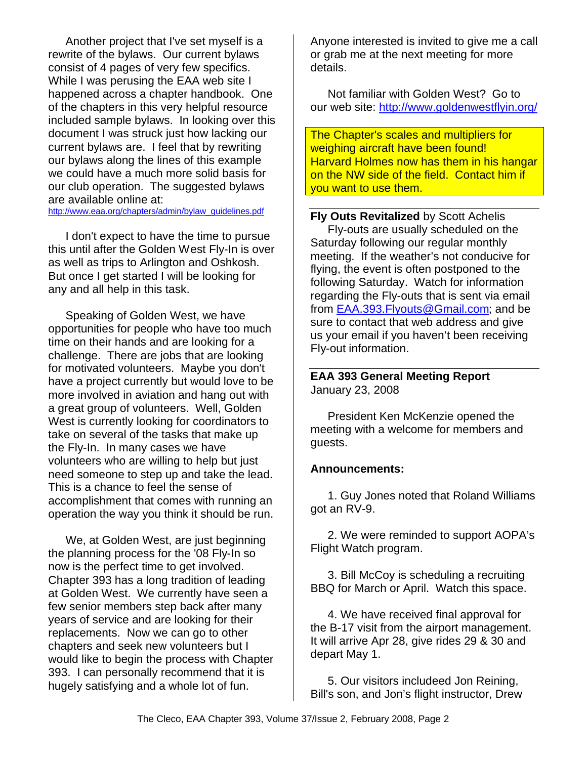Another project that I've set myself is a rewrite of the bylaws. Our current bylaws consist of 4 pages of very few specifics. While I was perusing the EAA web site I happened across a chapter handbook. One of the chapters in this very helpful resource included sample bylaws. In looking over this document I was struck just how lacking our current bylaws are. I feel that by rewriting our bylaws along the lines of this example we could have a much more solid basis for our club operation. The suggested bylaws are available online at: http://www.eaa.org/chapters/admin/bylaw_guidelines.pdf

I don't expect to have the time to pursue this until after the Golden West Fly-In is over as well as trips to Arlington and Oshkosh. But once I get started I will be looking for any and all help in this task.

Speaking of Golden West, we have opportunities for people who have too much time on their hands and are looking for a challenge. There are jobs that are looking for motivated volunteers. Maybe you don't have a project currently but would love to be more involved in aviation and hang out with a great group of volunteers. Well, Golden West is currently looking for coordinators to take on several of the tasks that make up the Fly-In. In many cases we have volunteers who are willing to help but just need someone to step up and take the lead. This is a chance to feel the sense of accomplishment that comes with running an operation the way you think it should be run.

We, at Golden West, are just beginning the planning process for the '08 Fly-In so now is the perfect time to get involved. Chapter 393 has a long tradition of leading at Golden West. We currently have seen a few senior members step back after many years of service and are looking for their replacements. Now we can go to other chapters and seek new volunteers but I would like to begin the process with Chapter 393. I can personally recommend that it is hugely satisfying and a whole lot of fun. Anyone interested is invited to give me a call or grab me at the next meeting for more details.

Not familiar with Golden West? Go to our web site: http://www.goldenwestflyin.org/

The Chapter's scales and multipliers for weighing aircraft have been found! Harvard Holmes now has them in his hangar on the NW side of the field. Contact him if you want to use them.

---

**Fly Outs Revitalized** by Scott Achelis

Fly-outs are usually scheduled on the Saturday following our regular monthly meeting. If the weather's not conducive for flying, the event is often postponed to the following Saturday. Watch for information regarding the Fly-outs that is sent via email from EAA.393.Flyouts@Gmail.com; and be sure to contact that web address and give us your email if you haven't been receiving Fly-out information.

---

**EAA 393 General Meeting Report**
January 23, 2008

President Ken McKenzie opened the meeting with a welcome for members and guests.

**Announcements:**

1. Guy Jones noted that Roland Williams got an RV-9.

2. We were reminded to support AOPA's Flight Watch program.

3. Bill McCoy is scheduling a recruiting BBQ for March or April. Watch this space.

4. We have received final approval for the B-17 visit from the airport management. It will arrive Apr 28, give rides 29 & 30 and depart May 1.

5. Our visitors includeed Jon Reining, Bill's son, and Jon's flight instructor, Drew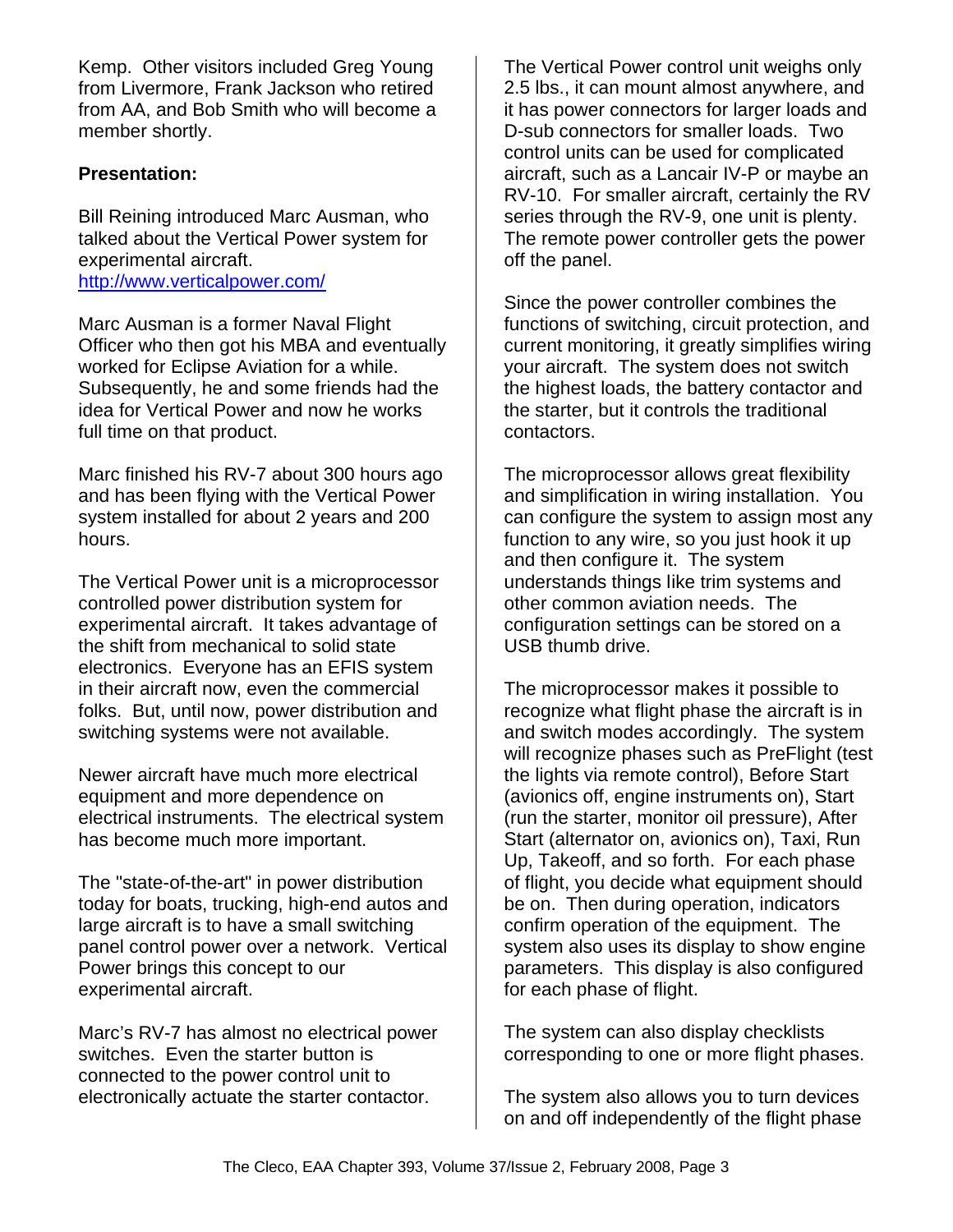Kemp. Other visitors included Greg Young from Livermore, Frank Jackson who retired from AA, and Bob Smith who will become a member shortly.

**Presentation:**

Bill Reining introduced Marc Ausman, who talked about the Vertical Power system for experimental aircraft.
http://www.verticalpower.com/

Marc Ausman is a former Naval Flight Officer who then got his MBA and eventually worked for Eclipse Aviation for a while. Subsequently, he and some friends had the idea for Vertical Power and now he works full time on that product.

Marc finished his RV-7 about 300 hours ago and has been flying with the Vertical Power system installed for about 2 years and 200 hours.

The Vertical Power unit is a microprocessor controlled power distribution system for experimental aircraft. It takes advantage of the shift from mechanical to solid state electronics. Everyone has an EFIS system in their aircraft now, even the commercial folks. But, until now, power distribution and switching systems were not available.

Newer aircraft have much more electrical equipment and more dependence on electrical instruments. The electrical system has become much more important.

The "state-of-the-art" in power distribution today for boats, trucking, high-end autos and large aircraft is to have a small switching panel control power over a network. Vertical Power brings this concept to our experimental aircraft.

Marc's RV-7 has almost no electrical power switches. Even the starter button is connected to the power control unit to electronically actuate the starter contactor.

The Vertical Power control unit weighs only 2.5 lbs., it can mount almost anywhere, and it has power connectors for larger loads and D-sub connectors for smaller loads. Two control units can be used for complicated aircraft, such as a Lancair IV-P or maybe an RV-10. For smaller aircraft, certainly the RV series through the RV-9, one unit is plenty. The remote power controller gets the power off the panel.

Since the power controller combines the functions of switching, circuit protection, and current monitoring, it greatly simplifies wiring your aircraft. The system does not switch the highest loads, the battery contactor and the starter, but it controls the traditional contactors.

The microprocessor allows great flexibility and simplification in wiring installation. You can configure the system to assign most any function to any wire, so you just hook it up and then configure it. The system understands things like trim systems and other common aviation needs. The configuration settings can be stored on a USB thumb drive.

The microprocessor makes it possible to recognize what flight phase the aircraft is in and switch modes accordingly. The system will recognize phases such as PreFlight (test the lights via remote control), Before Start (avionics off, engine instruments on), Start (run the starter, monitor oil pressure), After Start (alternator on, avionics on), Taxi, Run Up, Takeoff, and so forth. For each phase of flight, you decide what equipment should be on. Then during operation, indicators confirm operation of the equipment. The system also uses its display to show engine parameters. This display is also configured for each phase of flight.

The system can also display checklists corresponding to one or more flight phases.

The system also allows you to turn devices on and off independently of the flight phase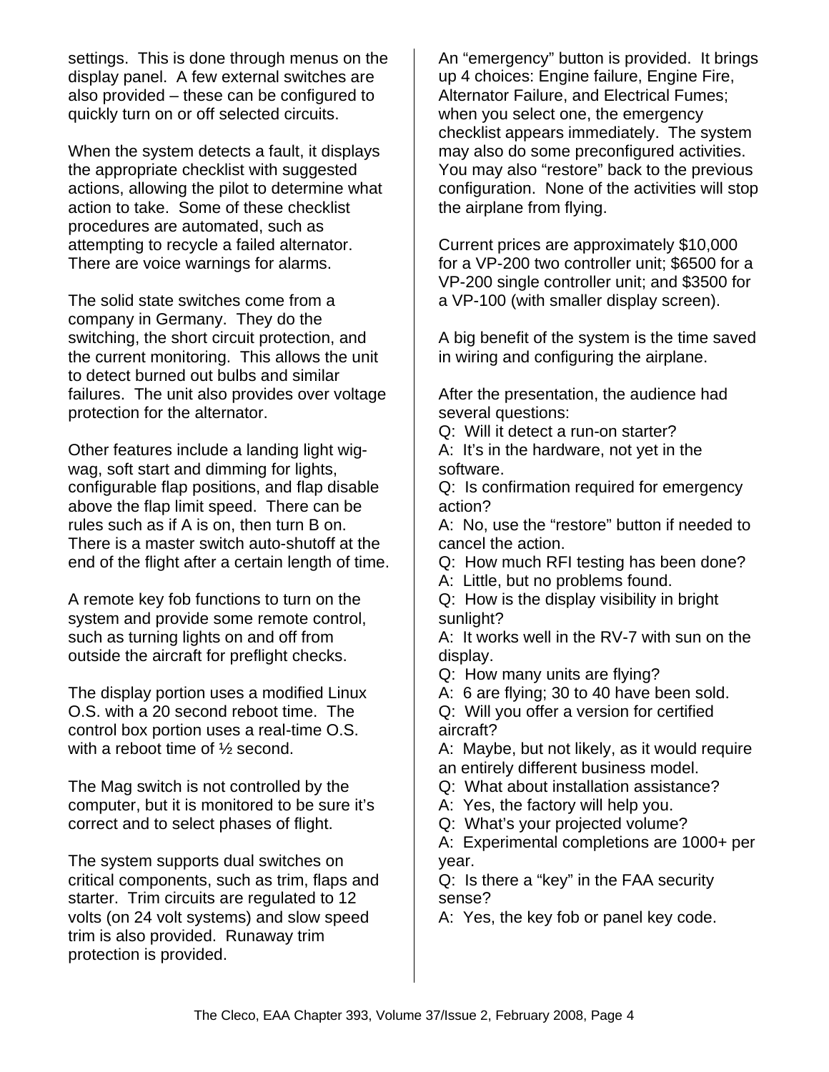settings. This is done through menus on the display panel. A few external switches are also provided – these can be configured to quickly turn on or off selected circuits.

When the system detects a fault, it displays the appropriate checklist with suggested actions, allowing the pilot to determine what action to take. Some of these checklist procedures are automated, such as attempting to recycle a failed alternator. There are voice warnings for alarms.

The solid state switches come from a company in Germany. They do the switching, the short circuit protection, and the current monitoring. This allows the unit to detect burned out bulbs and similar failures. The unit also provides over voltage protection for the alternator.

Other features include a landing light wig-wag, soft start and dimming for lights, configurable flap positions, and flap disable above the flap limit speed. There can be rules such as if A is on, then turn B on. There is a master switch auto-shutoff at the end of the flight after a certain length of time.

A remote key fob functions to turn on the system and provide some remote control, such as turning lights on and off from outside the aircraft for preflight checks.

The display portion uses a modified Linux O.S. with a 20 second reboot time. The control box portion uses a real-time O.S. with a reboot time of ½ second.

The Mag switch is not controlled by the computer, but it is monitored to be sure it's correct and to select phases of flight.

The system supports dual switches on critical components, such as trim, flaps and starter. Trim circuits are regulated to 12 volts (on 24 volt systems) and slow speed trim is also provided. Runaway trim protection is provided.

An "emergency" button is provided. It brings up 4 choices: Engine failure, Engine Fire, Alternator Failure, and Electrical Fumes; when you select one, the emergency checklist appears immediately. The system may also do some preconfigured activities. You may also "restore" back to the previous configuration. None of the activities will stop the airplane from flying.

Current prices are approximately $10,000 for a VP-200 two controller unit; $6500 for a VP-200 single controller unit; and $3500 for a VP-100 (with smaller display screen).

A big benefit of the system is the time saved in wiring and configuring the airplane.

After the presentation, the audience had several questions:

Q: Will it detect a run-on starter?
A: It's in the hardware, not yet in the software.

Q: Is confirmation required for emergency action?
A: No, use the "restore" button if needed to cancel the action.

Q: How much RFI testing has been done?
A: Little, but no problems found.

Q: How is the display visibility in bright sunlight?
A: It works well in the RV-7 with sun on the display.

Q: How many units are flying?
A: 6 are flying; 30 to 40 have been sold.

Q: Will you offer a version for certified aircraft?
A: Maybe, but not likely, as it would require an entirely different business model.

Q: What about installation assistance?
A: Yes, the factory will help you.

Q: What's your projected volume?
A: Experimental completions are 1000+ per year.

Q: Is there a "key" in the FAA security sense?
A: Yes, the key fob or panel key code.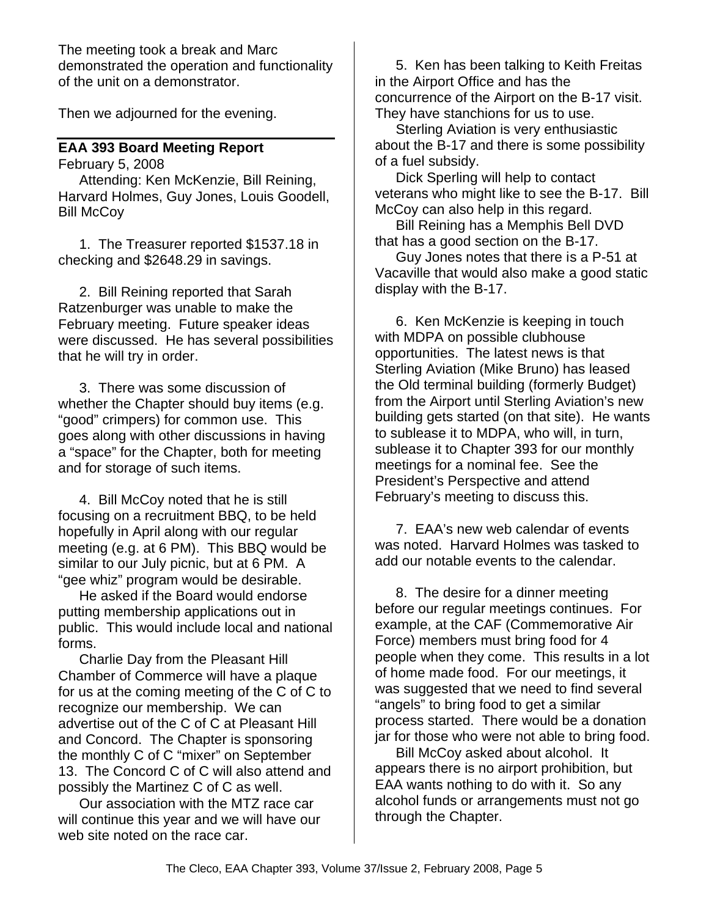The meeting took a break and Marc demonstrated the operation and functionality of the unit on a demonstrator.

Then we adjourned for the evening.

---

## EAA 393 Board Meeting Report

February 5, 2008

Attending: Ken McKenzie, Bill Reining, Harvard Holmes, Guy Jones, Louis Goodell, Bill McCoy

1. The Treasurer reported $1537.18 in checking and $2648.29 in savings.

2. Bill Reining reported that Sarah Ratzenburger was unable to make the February meeting. Future speaker ideas were discussed. He has several possibilities that he will try in order.

3. There was some discussion of whether the Chapter should buy items (e.g. "good" crimpers) for common use. This goes along with other discussions in having a "space" for the Chapter, both for meeting and for storage of such items.

4. Bill McCoy noted that he is still focusing on a recruitment BBQ, to be held hopefully in April along with our regular meeting (e.g. at 6 PM). This BBQ would be similar to our July picnic, but at 6 PM. A "gee whiz" program would be desirable.

He asked if the Board would endorse putting membership applications out in public. This would include local and national forms.

Charlie Day from the Pleasant Hill Chamber of Commerce will have a plaque for us at the coming meeting of the C of C to recognize our membership. We can advertise out of the C of C at Pleasant Hill and Concord. The Chapter is sponsoring the monthly C of C "mixer" on September 13. The Concord C of C will also attend and possibly the Martinez C of C as well.

Our association with the MTZ race car will continue this year and we will have our web site noted on the race car.

5. Ken has been talking to Keith Freitas in the Airport Office and has the concurrence of the Airport on the B-17 visit. They have stanchions for us to use.

Sterling Aviation is very enthusiastic about the B-17 and there is some possibility of a fuel subsidy.

Dick Sperling will help to contact veterans who might like to see the B-17. Bill McCoy can also help in this regard.

Bill Reining has a Memphis Bell DVD that has a good section on the B-17.

Guy Jones notes that there is a P-51 at Vacaville that would also make a good static display with the B-17.

6. Ken McKenzie is keeping in touch with MDPA on possible clubhouse opportunities. The latest news is that Sterling Aviation (Mike Bruno) has leased the Old terminal building (formerly Budget) from the Airport until Sterling Aviation's new building gets started (on that site). He wants to sublease it to MDPA, who will, in turn, sublease it to Chapter 393 for our monthly meetings for a nominal fee. See the President's Perspective and attend February's meeting to discuss this.

7. EAA's new web calendar of events was noted. Harvard Holmes was tasked to add our notable events to the calendar.

8. The desire for a dinner meeting before our regular meetings continues. For example, at the CAF (Commemorative Air Force) members must bring food for 4 people when they come. This results in a lot of home made food. For our meetings, it was suggested that we need to find several "angels" to bring food to get a similar process started. There would be a donation jar for those who were not able to bring food.

Bill McCoy asked about alcohol. It appears there is no airport prohibition, but EAA wants nothing to do with it. So any alcohol funds or arrangements must not go through the Chapter.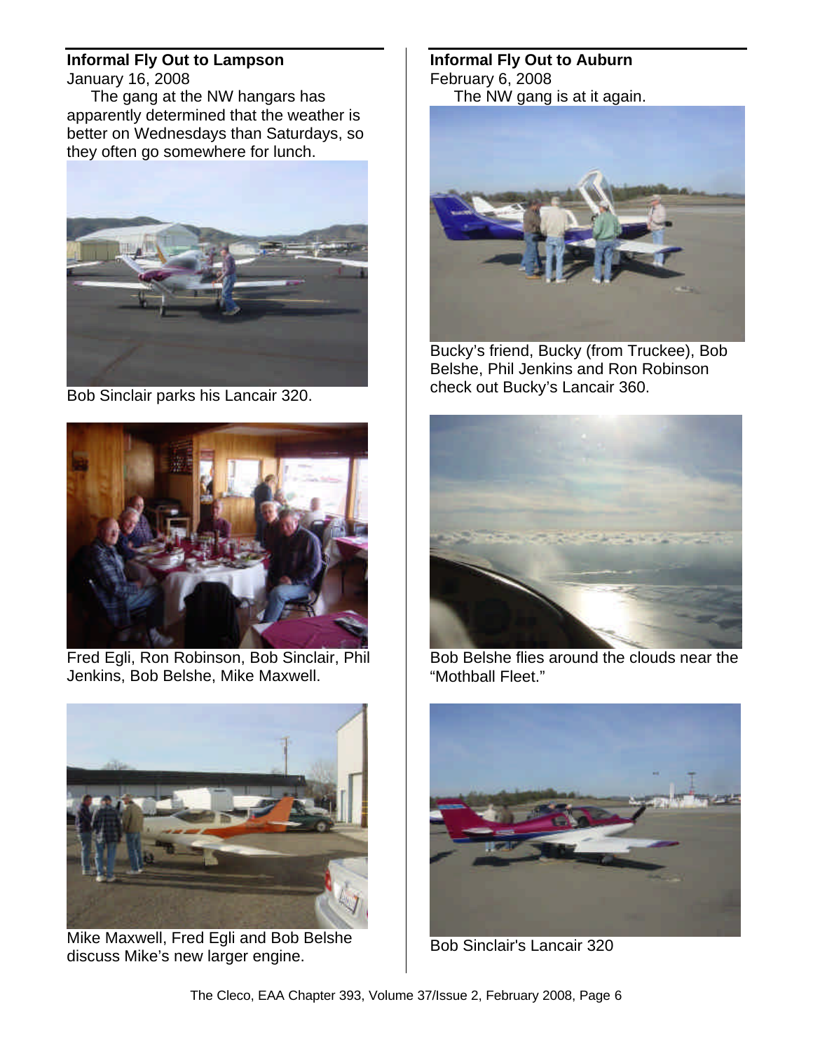## Informal Fly Out to Lampson

January 16, 2008

The gang at the NW hangars has apparently determined that the weather is better on Wednesdays than Saturdays, so they often go somewhere for lunch.

Bob Sinclair parks his Lancair 320.

Fred Egli, Ron Robinson, Bob Sinclair, Phil Jenkins, Bob Belshe, Mike Maxwell.

Mike Maxwell, Fred Egli and Bob Belshe discuss Mike's new larger engine.

## Informal Fly Out to Auburn

February 6, 2008

The NW gang is at it again.

Bucky's friend, Bucky (from Truckee), Bob Belshe, Phil Jenkins and Ron Robinson check out Bucky's Lancair 360.

Bob Belshe flies around the clouds near the "Mothball Fleet."

Bob Sinclair's Lancair 320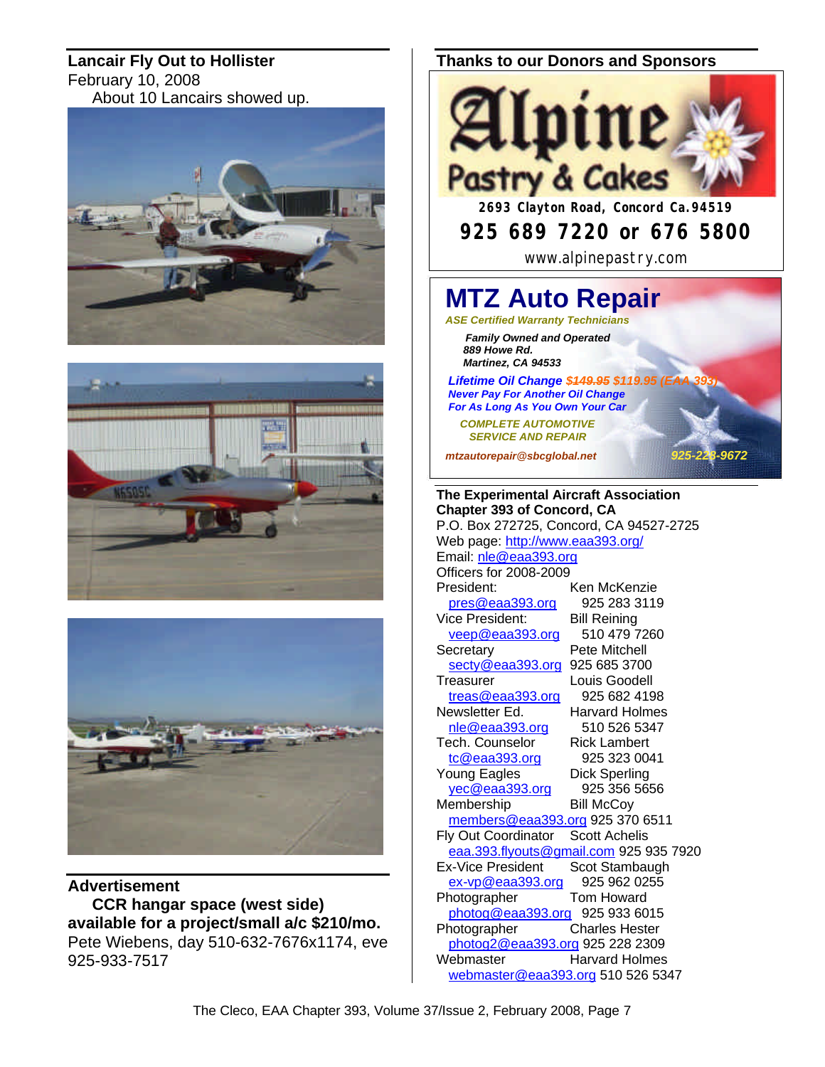## Lancair Fly Out to Hollister

February 10, 2008

About 10 Lancairs showed up.

## Advertisement

**CCR hangar space (west side) available for a project/small a/c $210/mo.**

Pete Wiebens, day 510-632-7676x1174, eve 925-933-7517

## Thanks to our Donors and Sponsors

**Alpine Pastry & Cakes**

**2693 Clayton Road, Concord Ca.94519**

**925 689 7220 or 676 5800**

www.alpinepastry.com

**MTZ Auto Repair**

***ASE Certified Warranty Technicians***

***Family Owned and Operated***
***889 Howe Rd.***
***Martinez, CA 94533***

***Lifetime Oil Change ~~$149.95~~ $119.95 (EAA 393)***
***Never Pay For Another Oil Change***
***For As Long As You Own Your Car***

***COMPLETE AUTOMOTIVE SERVICE AND REPAIR***

***mtzautorepair@sbcglobal.net*** ***925-228-9672***

**The Experimental Aircraft Association**
**Chapter 393 of Concord, CA**
P.O. Box 272725, Concord, CA 94527-2725
Web page: http://www.eaa393.org/
Email: nle@eaa393.org
Officers for 2008-2009

| Position | Name / Contact |
|---|---|
| President: | Ken McKenzie |
| pres@eaa393.org | 925 283 3119 |
| Vice President: | Bill Reining |
| veep@eaa393.org | 510 479 7260 |
| Secretary | Pete Mitchell |
| secty@eaa393.org | 925 685 3700 |
| Treasurer | Louis Goodell |
| treas@eaa393.org | 925 682 4198 |
| Newsletter Ed. | Harvard Holmes |
| nle@eaa393.org | 510 526 5347 |
| Tech. Counselor | Rick Lambert |
| tc@eaa393.org | 925 323 0041 |
| Young Eagles | Dick Sperling |
| yec@eaa393.org | 925 356 5656 |
| Membership | Bill McCoy |
| members@eaa393.org | 925 370 6511 |
| Fly Out Coordinator | Scott Achelis |
| eaa.393.flyouts@gmail.com | 925 935 7920 |
| Ex-Vice President | Scot Stambaugh |
| ex-vp@eaa393.org | 925 962 0255 |
| Photographer | Tom Howard |
| photog@eaa393.org | 925 933 6015 |
| Photographer | Charles Hester |
| photog2@eaa393.org | 925 228 2309 |
| Webmaster | Harvard Holmes |
| webmaster@eaa393.org | 510 526 5347 |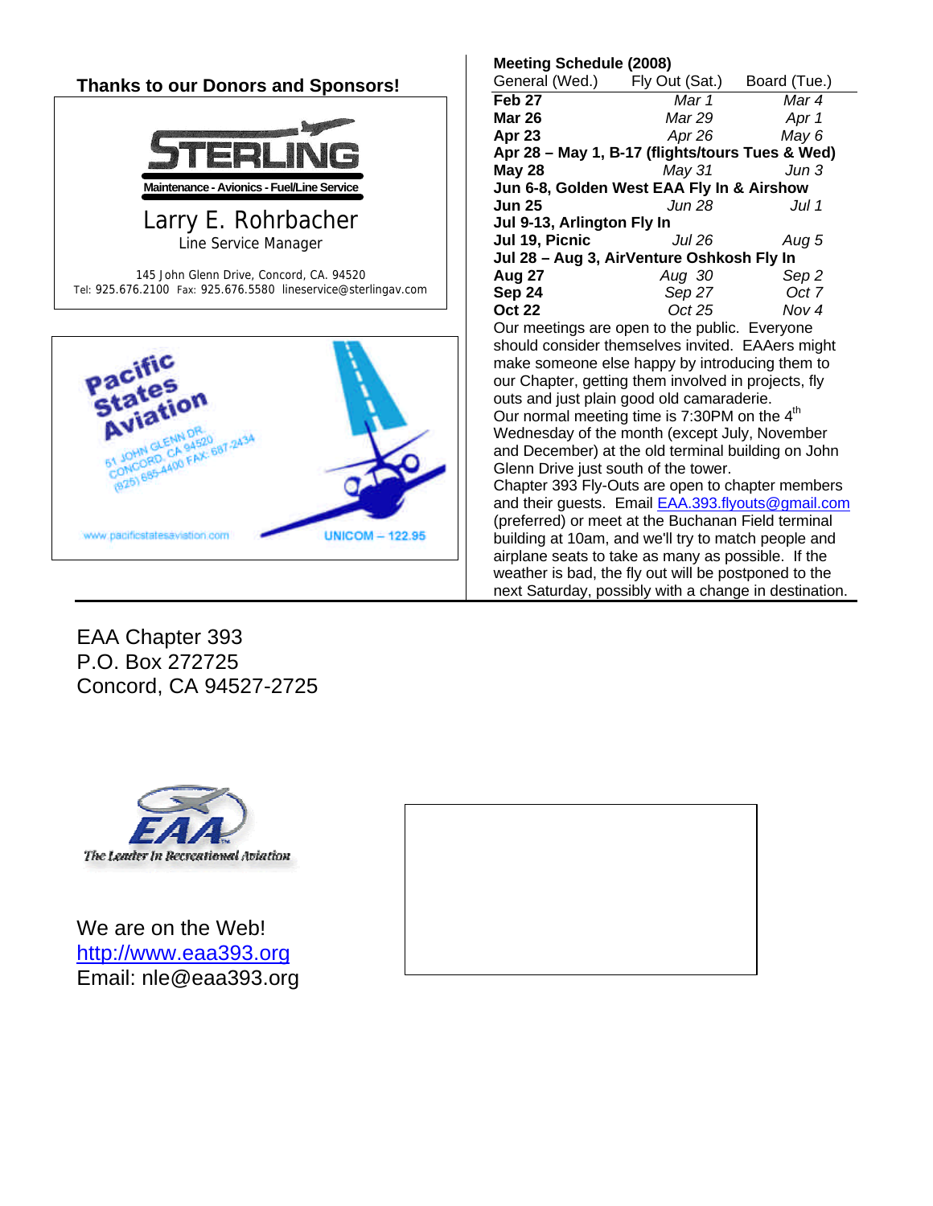## Thanks to our Donors and Sponsors!

STERLING

Maintenance - Avionics - Fuel/Line Service

Larry E. Rohrbacher

Line Service Manager

145 John Glenn Drive, Concord, CA. 94520

Tel: 925.676.2100 Fax: 925.676.5580 lineservice@sterlingav.com

Pacific States Aviation

51 JOHN GLENN DR. CONCORD, CA 94520 (925) 685-4400 FAX: 687-2434

www.pacificstatesaviation.com

UNICOM – 122.95

**Meeting Schedule (2008)**

| General (Wed.) | Fly Out (Sat.) | Board (Tue.) |
|---|---|---|
| **Feb 27** | *Mar 1* | *Mar 4* |
| **Mar 26** | *Mar 29* | *Apr 1* |
| **Apr 23** | *Apr 26* | *May 6* |
| **Apr 28 – May 1, B-17 (flights/tours Tues & Wed)** | | |
| **May 28** | *May 31* | *Jun 3* |
| **Jun 6-8, Golden West EAA Fly In & Airshow** | | |
| **Jun 25** | *Jun 28* | *Jul 1* |
| **Jul 9-13, Arlington Fly In** | | |
| **Jul 19, Picnic** | *Jul 26* | *Aug 5* |
| **Jul 28 – Aug 3, AirVenture Oshkosh Fly In** | | |
| **Aug 27** | *Aug 30* | *Sep 2* |
| **Sep 24** | *Sep 27* | *Oct 7* |
| **Oct 22** | *Oct 25* | *Nov 4* |

Our meetings are open to the public. Everyone should consider themselves invited. EAAers might make someone else happy by introducing them to our Chapter, getting them involved in projects, fly outs and just plain good old camaraderie.

Our normal meeting time is 7:30PM on the 4th Wednesday of the month (except July, November and December) at the old terminal building on John Glenn Drive just south of the tower.

Chapter 393 Fly-Outs are open to chapter members and their guests. Email EAA.393.flyouts@gmail.com (preferred) or meet at the Buchanan Field terminal building at 10am, and we'll try to match people and airplane seats to take as many as possible. If the weather is bad, the fly out will be postponed to the next Saturday, possibly with a change in destination.

EAA Chapter 393
P.O. Box 272725
Concord, CA 94527-2725

EAA
The Leader In Recreational Aviation

We are on the Web!
http://www.eaa393.org
Email: nle@eaa393.org